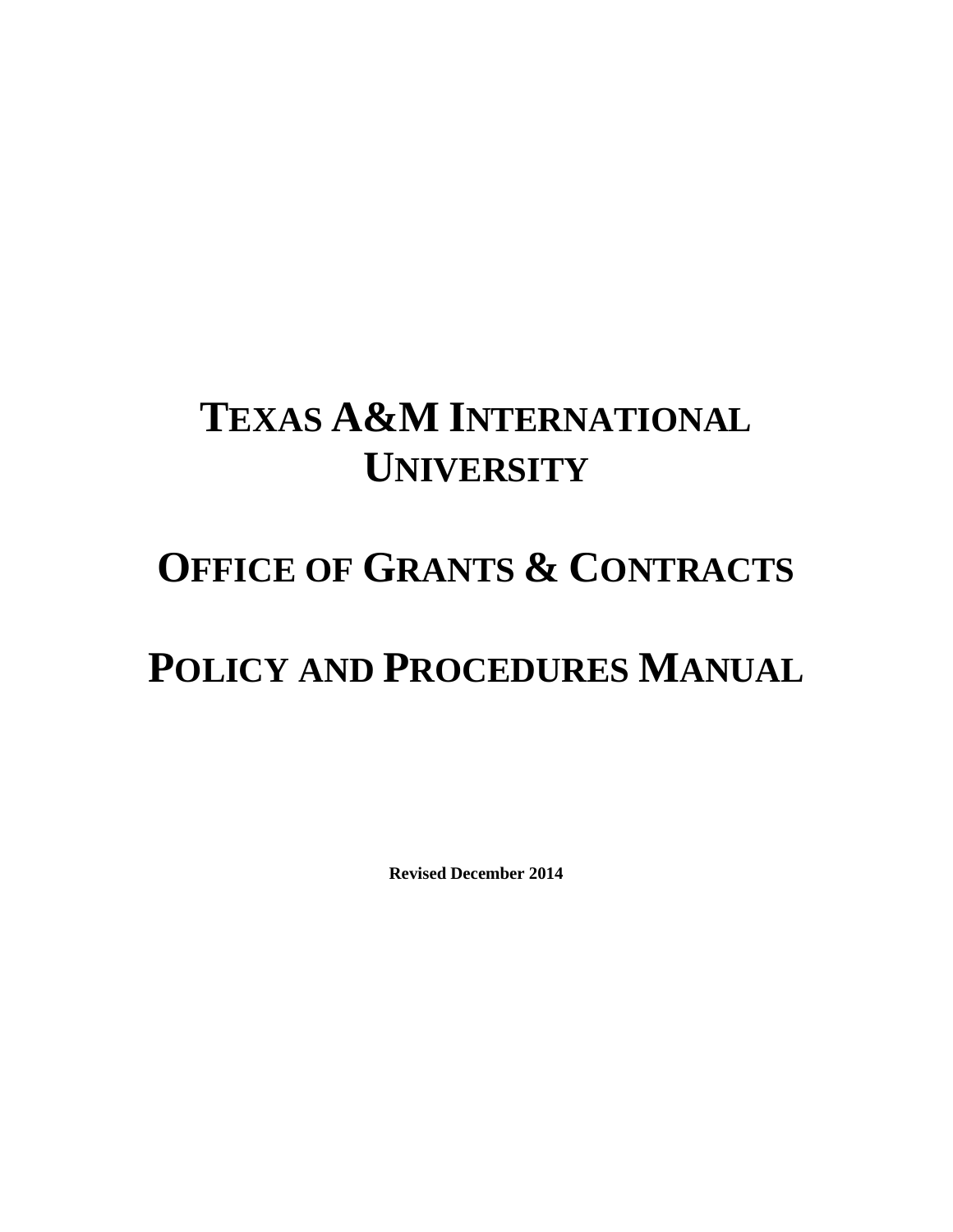# TEXAS A&M INTERNATIONAL UNIVERSITY

# OFFICE OF GRANTS & CONTRACTS

# POLICY AND PROCEDURES MANUAL

**Revised December 2014**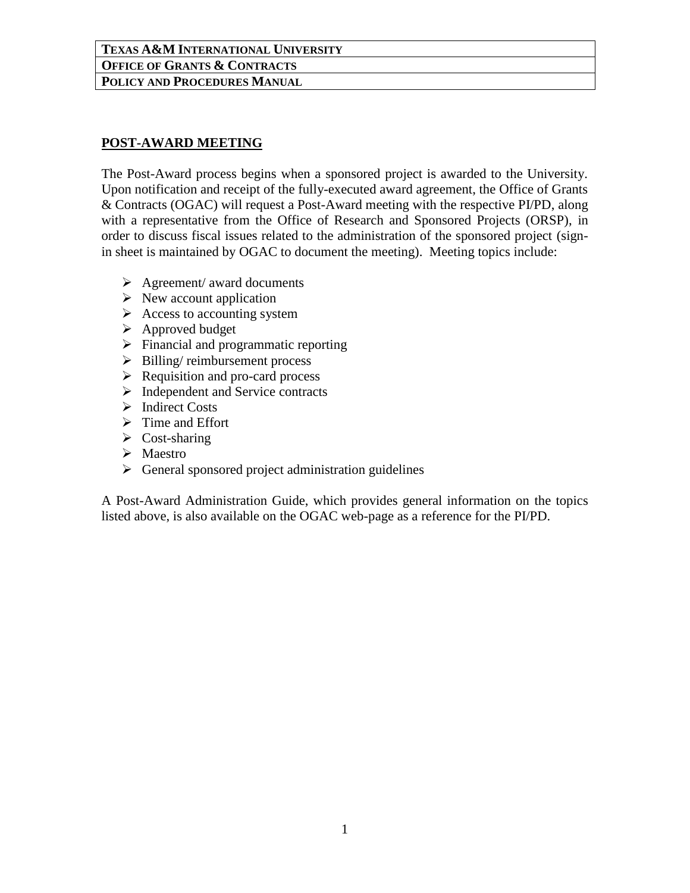## POST-AWARD MEETING

The Post-Award process begins when a sponsored project is awarded to the University. Upon notification and receipt of the fully-executed award agreement, the Office of Grants & Contracts (OGAC) will request a Post-Award meeting with the respective PI/PD, along with a representative from the Office of Research and Sponsored Projects (ORSP), in order to discuss fiscal issues related to the administration of the sponsored project (sign-in sheet is maintained by OGAC to document the meeting). Meeting topics include:

- Agreement/ award documents
- New account application
- Access to accounting system
- Approved budget
- Financial and programmatic reporting
- Billing/ reimbursement process
- Requisition and pro-card process
- Independent and Service contracts
- Indirect Costs
- Time and Effort
- Cost-sharing
- Maestro
- General sponsored project administration guidelines

A Post-Award Administration Guide, which provides general information on the topics listed above, is also available on the OGAC web-page as a reference for the PI/PD.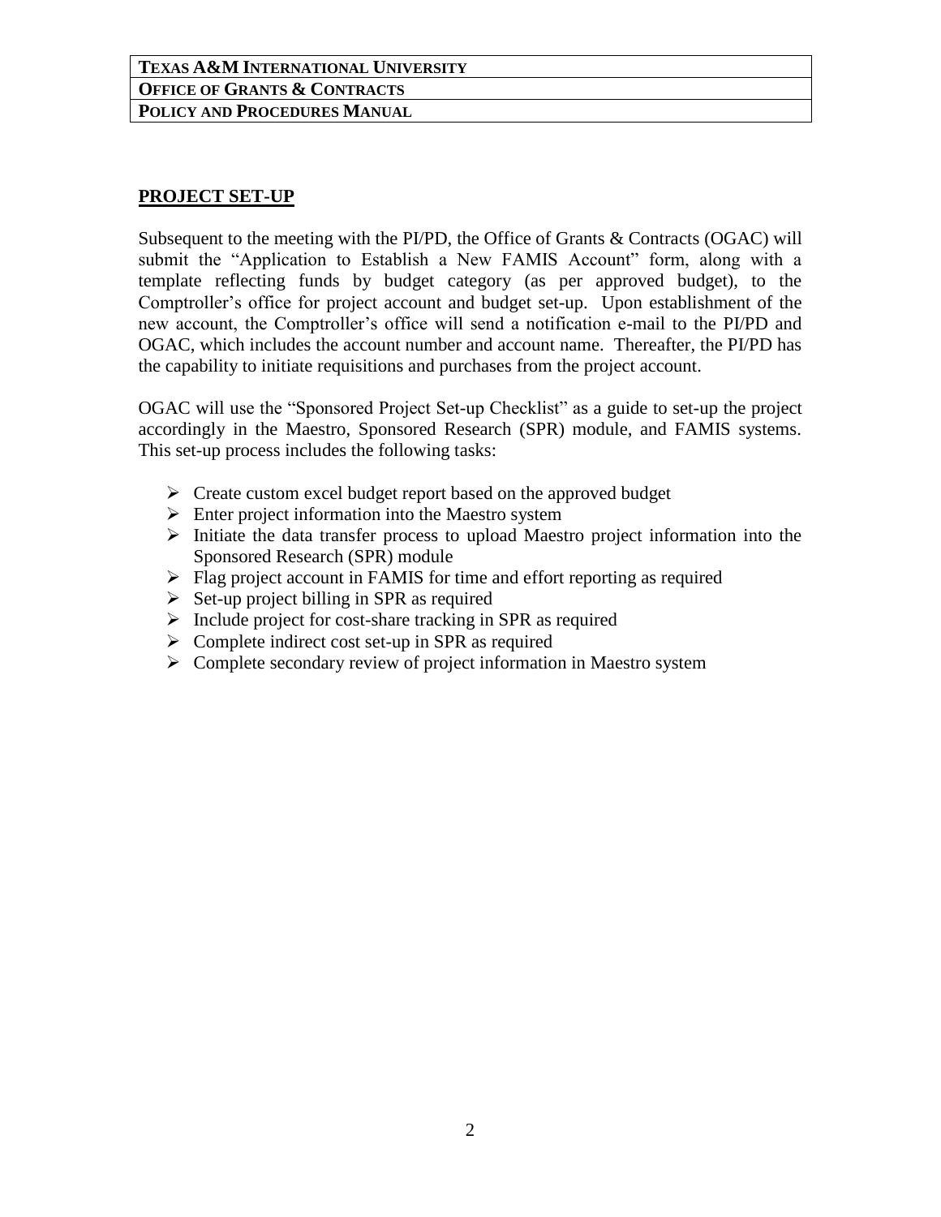## PROJECT SET-UP

Subsequent to the meeting with the PI/PD, the Office of Grants & Contracts (OGAC) will submit the "Application to Establish a New FAMIS Account" form, along with a template reflecting funds by budget category (as per approved budget), to the Comptroller's office for project account and budget set-up. Upon establishment of the new account, the Comptroller's office will send a notification e-mail to the PI/PD and OGAC, which includes the account number and account name. Thereafter, the PI/PD has the capability to initiate requisitions and purchases from the project account.

OGAC will use the "Sponsored Project Set-up Checklist" as a guide to set-up the project accordingly in the Maestro, Sponsored Research (SPR) module, and FAMIS systems. This set-up process includes the following tasks:

- Create custom excel budget report based on the approved budget
- Enter project information into the Maestro system
- Initiate the data transfer process to upload Maestro project information into the Sponsored Research (SPR) module
- Flag project account in FAMIS for time and effort reporting as required
- Set-up project billing in SPR as required
- Include project for cost-share tracking in SPR as required
- Complete indirect cost set-up in SPR as required
- Complete secondary review of project information in Maestro system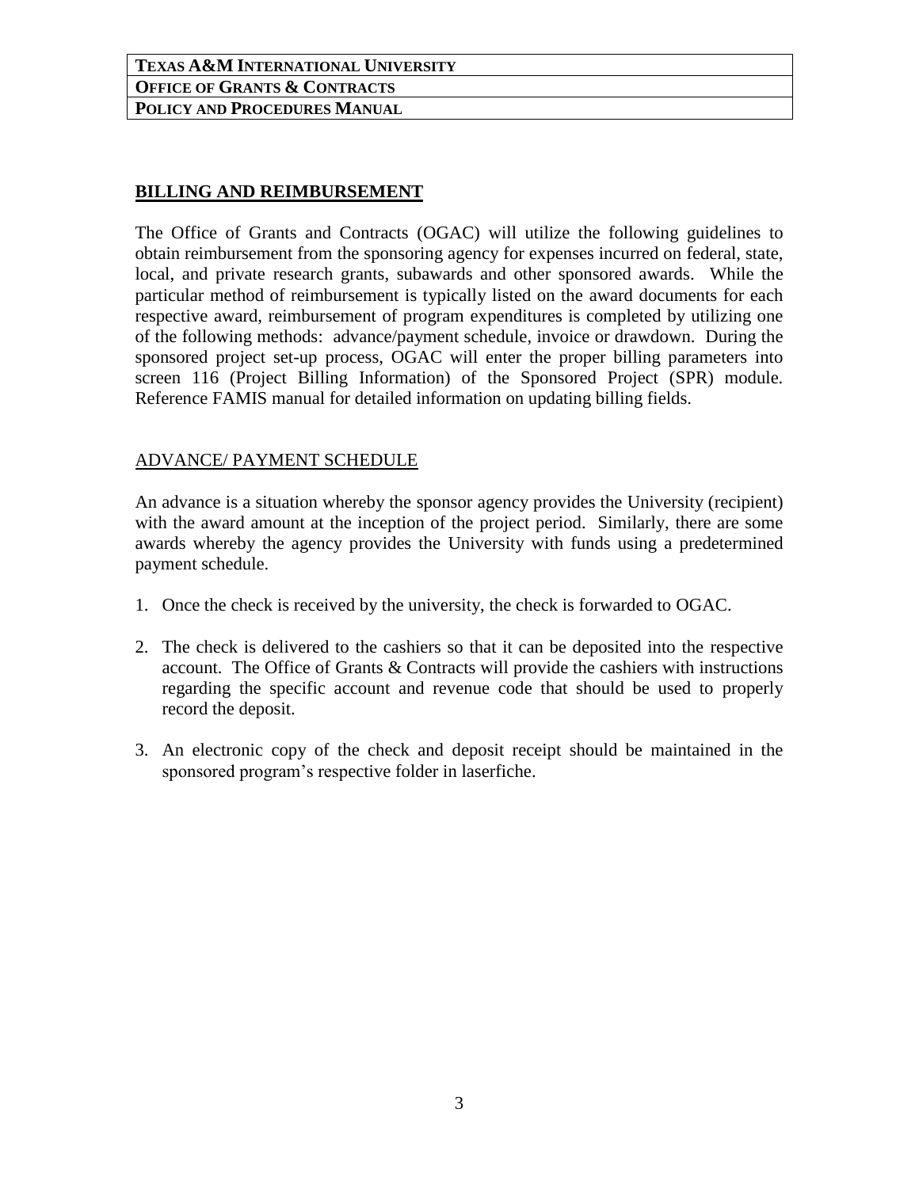## BILLING AND REIMBURSEMENT

The Office of Grants and Contracts (OGAC) will utilize the following guidelines to obtain reimbursement from the sponsoring agency for expenses incurred on federal, state, local, and private research grants, subawards and other sponsored awards. While the particular method of reimbursement is typically listed on the award documents for each respective award, reimbursement of program expenditures is completed by utilizing one of the following methods: advance/payment schedule, invoice or drawdown. During the sponsored project set-up process, OGAC will enter the proper billing parameters into screen 116 (Project Billing Information) of the Sponsored Project (SPR) module. Reference FAMIS manual for detailed information on updating billing fields.

### ADVANCE/ PAYMENT SCHEDULE

An advance is a situation whereby the sponsor agency provides the University (recipient) with the award amount at the inception of the project period. Similarly, there are some awards whereby the agency provides the University with funds using a predetermined payment schedule.

1. Once the check is received by the university, the check is forwarded to OGAC.
2. The check is delivered to the cashiers so that it can be deposited into the respective account. The Office of Grants & Contracts will provide the cashiers with instructions regarding the specific account and revenue code that should be used to properly record the deposit.
3. An electronic copy of the check and deposit receipt should be maintained in the sponsored program's respective folder in laserfiche.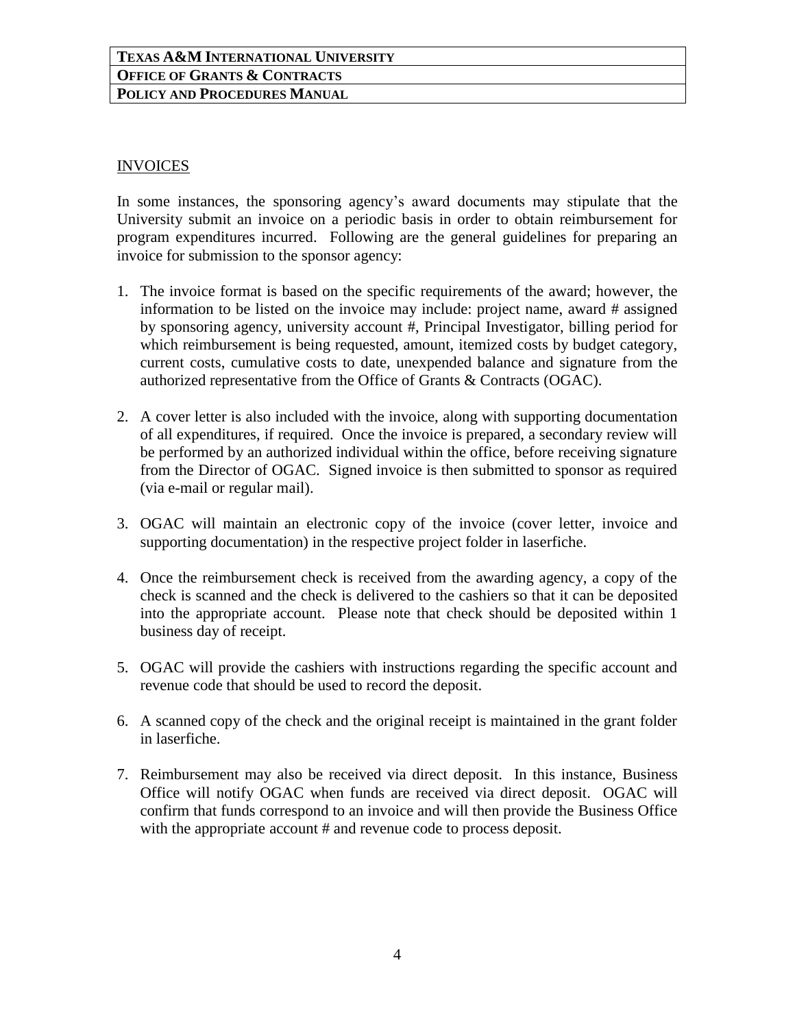## INVOICES

In some instances, the sponsoring agency's award documents may stipulate that the University submit an invoice on a periodic basis in order to obtain reimbursement for program expenditures incurred. Following are the general guidelines for preparing an invoice for submission to the sponsor agency:

1. The invoice format is based on the specific requirements of the award; however, the information to be listed on the invoice may include: project name, award # assigned by sponsoring agency, university account #, Principal Investigator, billing period for which reimbursement is being requested, amount, itemized costs by budget category, current costs, cumulative costs to date, unexpended balance and signature from the authorized representative from the Office of Grants & Contracts (OGAC).

2. A cover letter is also included with the invoice, along with supporting documentation of all expenditures, if required. Once the invoice is prepared, a secondary review will be performed by an authorized individual within the office, before receiving signature from the Director of OGAC. Signed invoice is then submitted to sponsor as required (via e-mail or regular mail).

3. OGAC will maintain an electronic copy of the invoice (cover letter, invoice and supporting documentation) in the respective project folder in laserfiche.

4. Once the reimbursement check is received from the awarding agency, a copy of the check is scanned and the check is delivered to the cashiers so that it can be deposited into the appropriate account. Please note that check should be deposited within 1 business day of receipt.

5. OGAC will provide the cashiers with instructions regarding the specific account and revenue code that should be used to record the deposit.

6. A scanned copy of the check and the original receipt is maintained in the grant folder in laserfiche.

7. Reimbursement may also be received via direct deposit. In this instance, Business Office will notify OGAC when funds are received via direct deposit. OGAC will confirm that funds correspond to an invoice and will then provide the Business Office with the appropriate account # and revenue code to process deposit.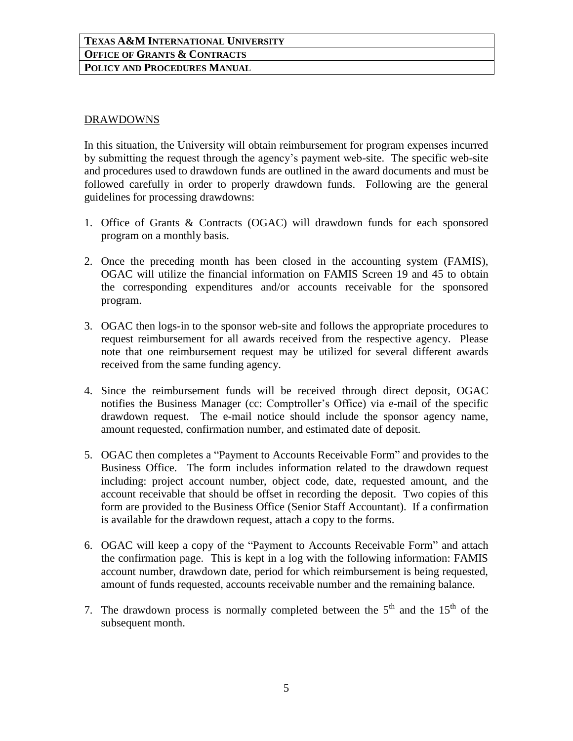## DRAWDOWNS

In this situation, the University will obtain reimbursement for program expenses incurred by submitting the request through the agency's payment web-site. The specific web-site and procedures used to drawdown funds are outlined in the award documents and must be followed carefully in order to properly drawdown funds. Following are the general guidelines for processing drawdowns:

1. Office of Grants & Contracts (OGAC) will drawdown funds for each sponsored program on a monthly basis.

2. Once the preceding month has been closed in the accounting system (FAMIS), OGAC will utilize the financial information on FAMIS Screen 19 and 45 to obtain the corresponding expenditures and/or accounts receivable for the sponsored program.

3. OGAC then logs-in to the sponsor web-site and follows the appropriate procedures to request reimbursement for all awards received from the respective agency. Please note that one reimbursement request may be utilized for several different awards received from the same funding agency.

4. Since the reimbursement funds will be received through direct deposit, OGAC notifies the Business Manager (cc: Comptroller's Office) via e-mail of the specific drawdown request. The e-mail notice should include the sponsor agency name, amount requested, confirmation number, and estimated date of deposit.

5. OGAC then completes a "Payment to Accounts Receivable Form" and provides to the Business Office. The form includes information related to the drawdown request including: project account number, object code, date, requested amount, and the account receivable that should be offset in recording the deposit. Two copies of this form are provided to the Business Office (Senior Staff Accountant). If a confirmation is available for the drawdown request, attach a copy to the forms.

6. OGAC will keep a copy of the "Payment to Accounts Receivable Form" and attach the confirmation page. This is kept in a log with the following information: FAMIS account number, drawdown date, period for which reimbursement is being requested, amount of funds requested, accounts receivable number and the remaining balance.

7. The drawdown process is normally completed between the 5th and the 15th of the subsequent month.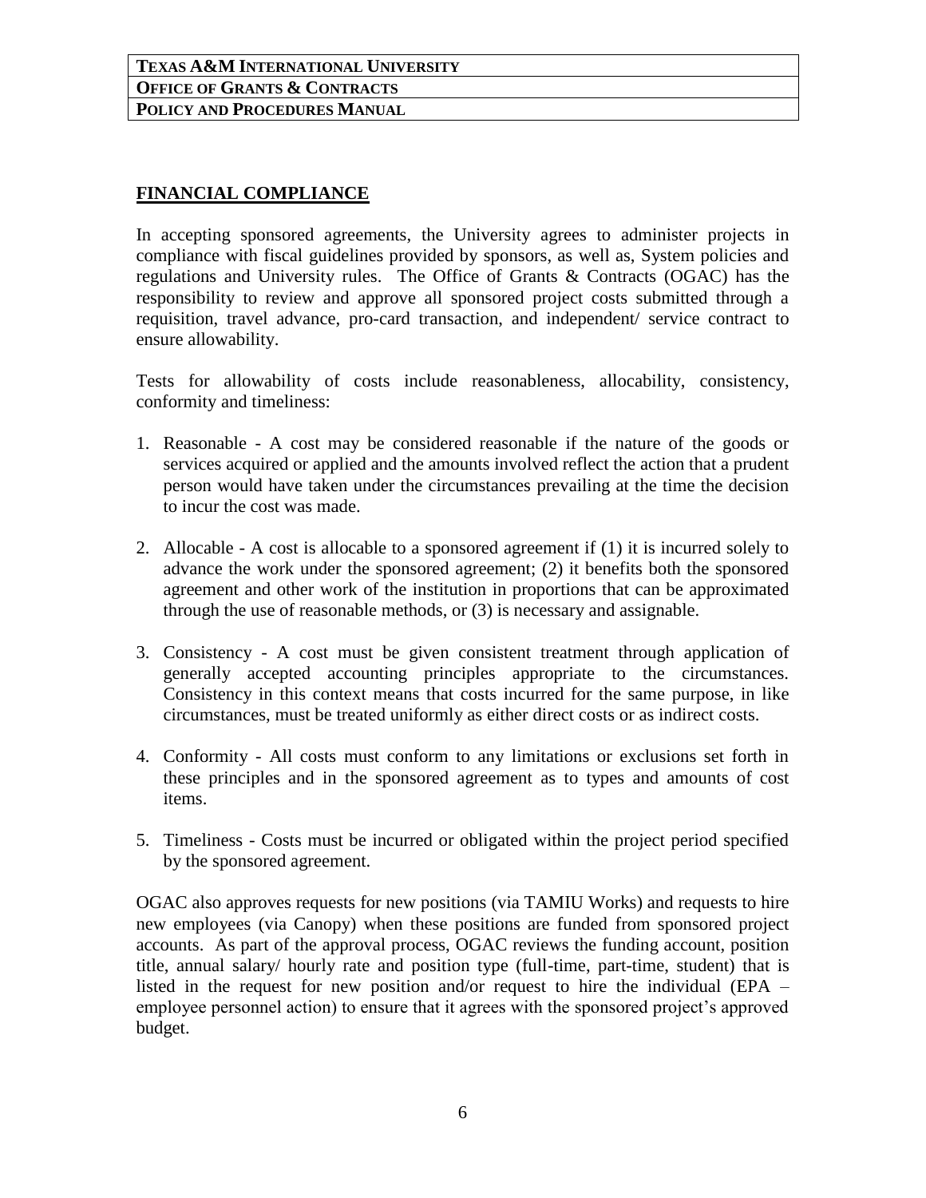## FINANCIAL COMPLIANCE

In accepting sponsored agreements, the University agrees to administer projects in compliance with fiscal guidelines provided by sponsors, as well as, System policies and regulations and University rules. The Office of Grants & Contracts (OGAC) has the responsibility to review and approve all sponsored project costs submitted through a requisition, travel advance, pro-card transaction, and independent/ service contract to ensure allowability.

Tests for allowability of costs include reasonableness, allocability, consistency, conformity and timeliness:

1. Reasonable - A cost may be considered reasonable if the nature of the goods or services acquired or applied and the amounts involved reflect the action that a prudent person would have taken under the circumstances prevailing at the time the decision to incur the cost was made.

2. Allocable - A cost is allocable to a sponsored agreement if (1) it is incurred solely to advance the work under the sponsored agreement; (2) it benefits both the sponsored agreement and other work of the institution in proportions that can be approximated through the use of reasonable methods, or (3) is necessary and assignable.

3. Consistency - A cost must be given consistent treatment through application of generally accepted accounting principles appropriate to the circumstances. Consistency in this context means that costs incurred for the same purpose, in like circumstances, must be treated uniformly as either direct costs or as indirect costs.

4. Conformity - All costs must conform to any limitations or exclusions set forth in these principles and in the sponsored agreement as to types and amounts of cost items.

5. Timeliness - Costs must be incurred or obligated within the project period specified by the sponsored agreement.

OGAC also approves requests for new positions (via TAMIU Works) and requests to hire new employees (via Canopy) when these positions are funded from sponsored project accounts. As part of the approval process, OGAC reviews the funding account, position title, annual salary/ hourly rate and position type (full-time, part-time, student) that is listed in the request for new position and/or request to hire the individual (EPA – employee personnel action) to ensure that it agrees with the sponsored project's approved budget.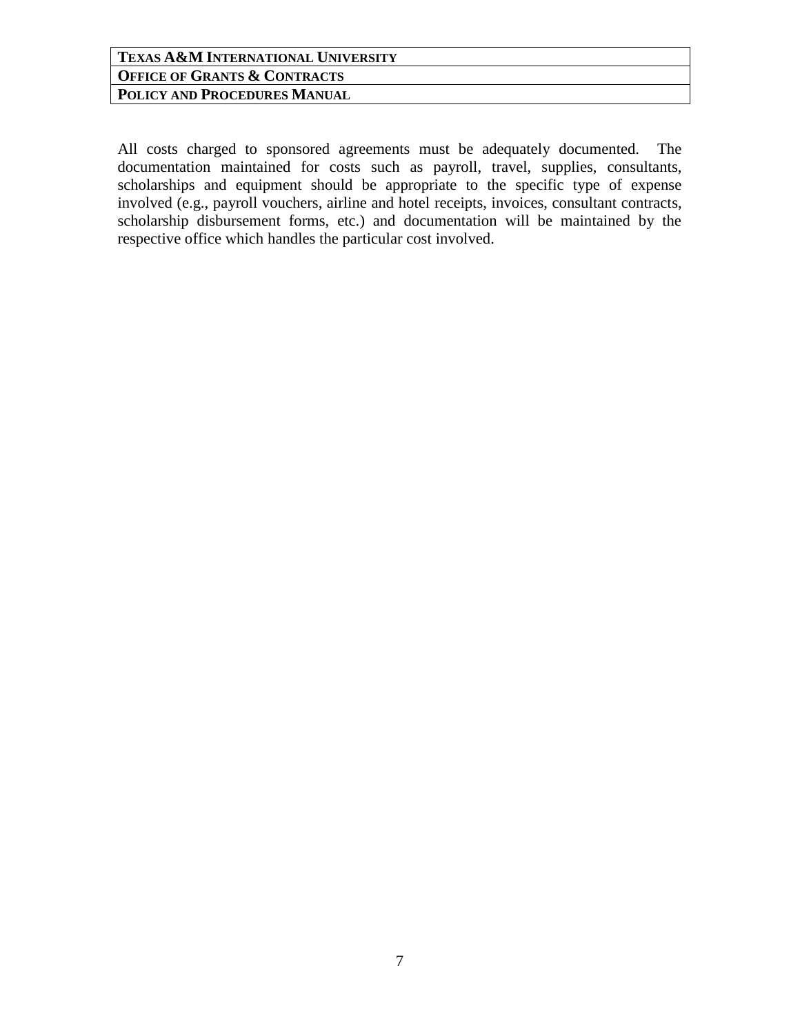All costs charged to sponsored agreements must be adequately documented. The documentation maintained for costs such as payroll, travel, supplies, consultants, scholarships and equipment should be appropriate to the specific type of expense involved (e.g., payroll vouchers, airline and hotel receipts, invoices, consultant contracts, scholarship disbursement forms, etc.) and documentation will be maintained by the respective office which handles the particular cost involved.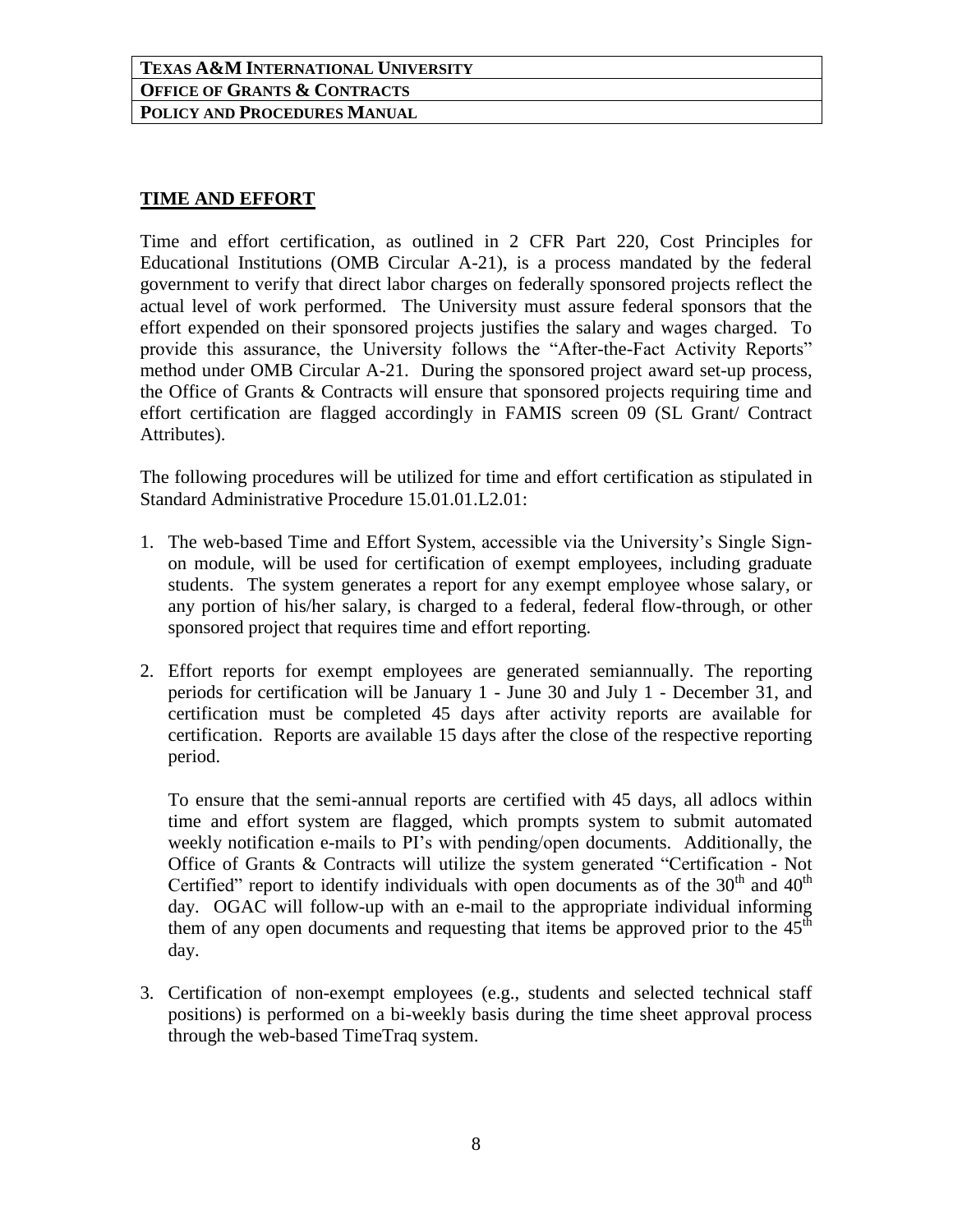## TIME AND EFFORT

Time and effort certification, as outlined in 2 CFR Part 220, Cost Principles for Educational Institutions (OMB Circular A-21), is a process mandated by the federal government to verify that direct labor charges on federally sponsored projects reflect the actual level of work performed. The University must assure federal sponsors that the effort expended on their sponsored projects justifies the salary and wages charged. To provide this assurance, the University follows the "After-the-Fact Activity Reports" method under OMB Circular A-21. During the sponsored project award set-up process, the Office of Grants & Contracts will ensure that sponsored projects requiring time and effort certification are flagged accordingly in FAMIS screen 09 (SL Grant/ Contract Attributes).

The following procedures will be utilized for time and effort certification as stipulated in Standard Administrative Procedure 15.01.01.L2.01:

1. The web-based Time and Effort System, accessible via the University's Single Sign-on module, will be used for certification of exempt employees, including graduate students. The system generates a report for any exempt employee whose salary, or any portion of his/her salary, is charged to a federal, federal flow-through, or other sponsored project that requires time and effort reporting.

2. Effort reports for exempt employees are generated semiannually. The reporting periods for certification will be January 1 - June 30 and July 1 - December 31, and certification must be completed 45 days after activity reports are available for certification. Reports are available 15 days after the close of the respective reporting period.

   To ensure that the semi-annual reports are certified with 45 days, all adlocs within time and effort system are flagged, which prompts system to submit automated weekly notification e-mails to PI's with pending/open documents. Additionally, the Office of Grants & Contracts will utilize the system generated "Certification - Not Certified" report to identify individuals with open documents as of the 30th and 40th day. OGAC will follow-up with an e-mail to the appropriate individual informing them of any open documents and requesting that items be approved prior to the 45th day.

3. Certification of non-exempt employees (e.g., students and selected technical staff positions) is performed on a bi-weekly basis during the time sheet approval process through the web-based TimeTraq system.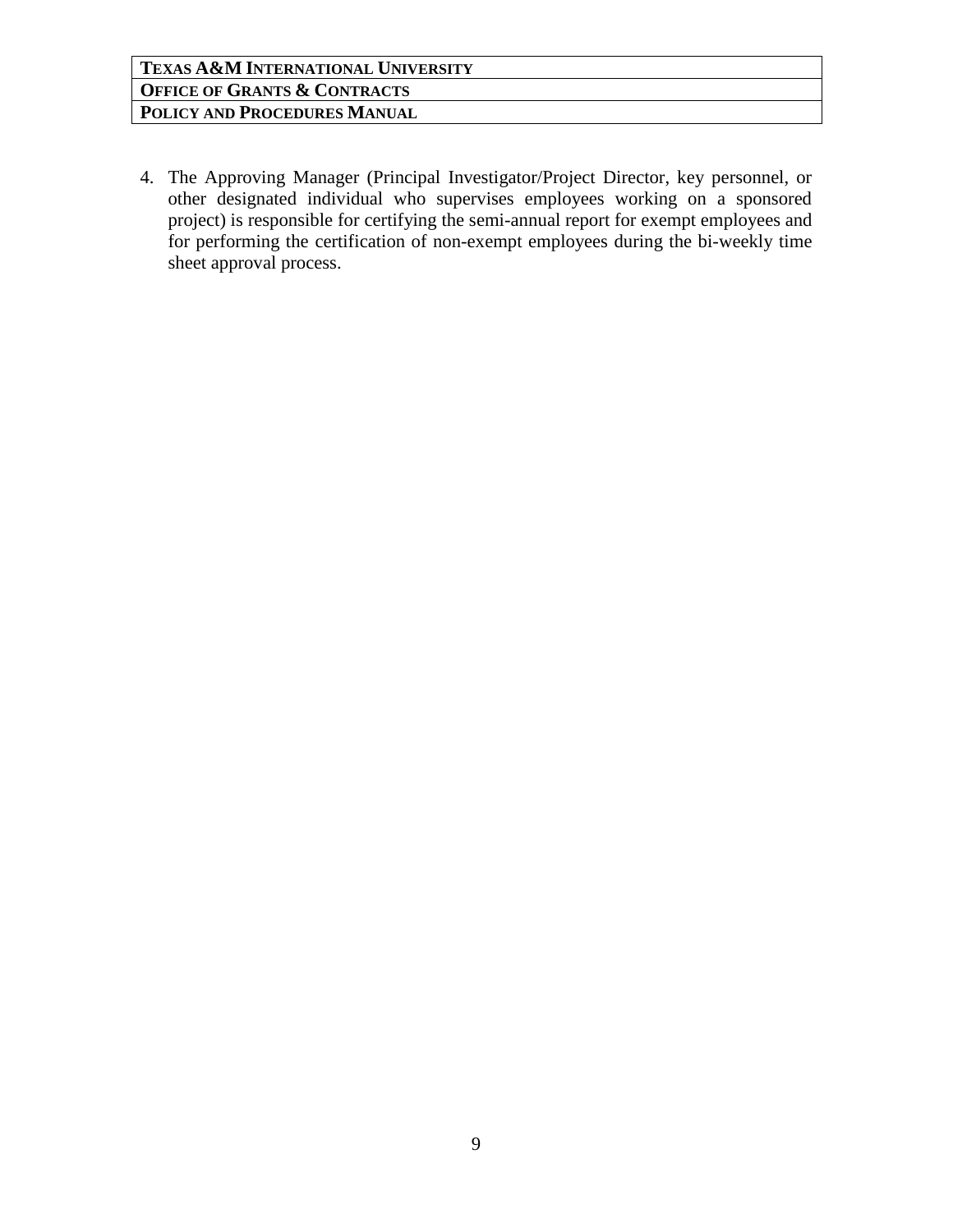4. The Approving Manager (Principal Investigator/Project Director, key personnel, or other designated individual who supervises employees working on a sponsored project) is responsible for certifying the semi-annual report for exempt employees and for performing the certification of non-exempt employees during the bi-weekly time sheet approval process.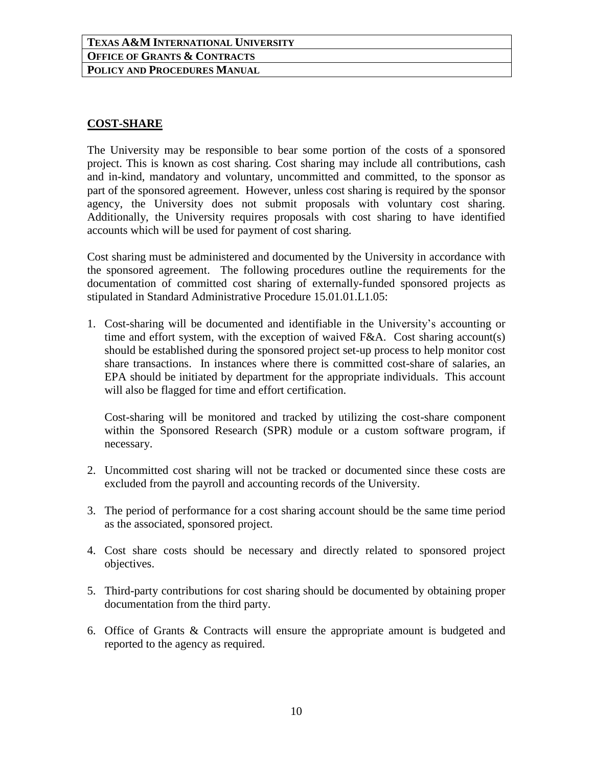## COST-SHARE

The University may be responsible to bear some portion of the costs of a sponsored project. This is known as cost sharing. Cost sharing may include all contributions, cash and in-kind, mandatory and voluntary, uncommitted and committed, to the sponsor as part of the sponsored agreement. However, unless cost sharing is required by the sponsor agency, the University does not submit proposals with voluntary cost sharing. Additionally, the University requires proposals with cost sharing to have identified accounts which will be used for payment of cost sharing.

Cost sharing must be administered and documented by the University in accordance with the sponsored agreement. The following procedures outline the requirements for the documentation of committed cost sharing of externally-funded sponsored projects as stipulated in Standard Administrative Procedure 15.01.01.L1.05:

1. Cost-sharing will be documented and identifiable in the University's accounting or time and effort system, with the exception of waived F&A. Cost sharing account(s) should be established during the sponsored project set-up process to help monitor cost share transactions. In instances where there is committed cost-share of salaries, an EPA should be initiated by department for the appropriate individuals. This account will also be flagged for time and effort certification.

   Cost-sharing will be monitored and tracked by utilizing the cost-share component within the Sponsored Research (SPR) module or a custom software program, if necessary.

2. Uncommitted cost sharing will not be tracked or documented since these costs are excluded from the payroll and accounting records of the University.

3. The period of performance for a cost sharing account should be the same time period as the associated, sponsored project.

4. Cost share costs should be necessary and directly related to sponsored project objectives.

5. Third-party contributions for cost sharing should be documented by obtaining proper documentation from the third party.

6. Office of Grants & Contracts will ensure the appropriate amount is budgeted and reported to the agency as required.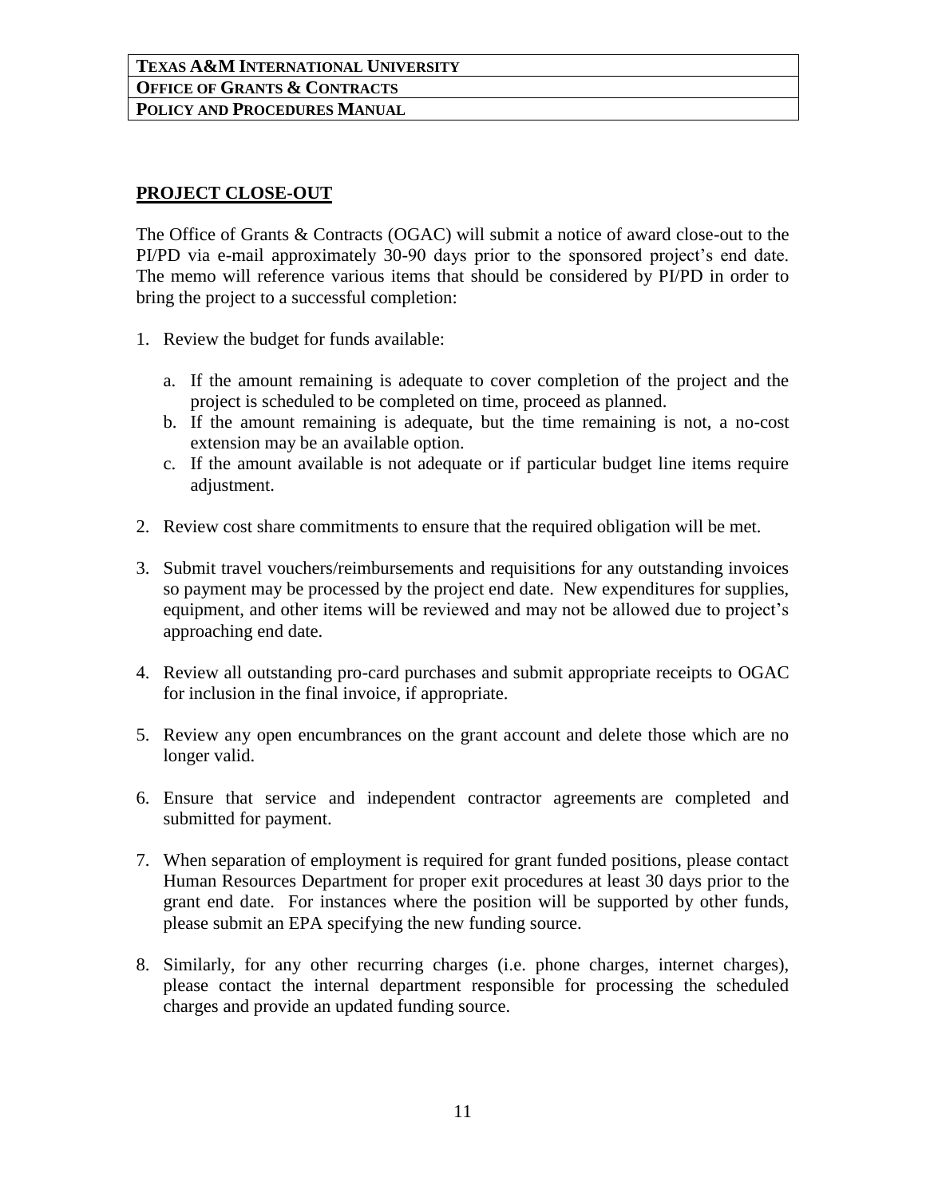## PROJECT CLOSE-OUT

The Office of Grants & Contracts (OGAC) will submit a notice of award close-out to the PI/PD via e-mail approximately 30-90 days prior to the sponsored project's end date. The memo will reference various items that should be considered by PI/PD in order to bring the project to a successful completion:

1. Review the budget for funds available:

   a. If the amount remaining is adequate to cover completion of the project and the project is scheduled to be completed on time, proceed as planned.
   b. If the amount remaining is adequate, but the time remaining is not, a no-cost extension may be an available option.
   c. If the amount available is not adequate or if particular budget line items require adjustment.

2. Review cost share commitments to ensure that the required obligation will be met.

3. Submit travel vouchers/reimbursements and requisitions for any outstanding invoices so payment may be processed by the project end date. New expenditures for supplies, equipment, and other items will be reviewed and may not be allowed due to project's approaching end date.

4. Review all outstanding pro-card purchases and submit appropriate receipts to OGAC for inclusion in the final invoice, if appropriate.

5. Review any open encumbrances on the grant account and delete those which are no longer valid.

6. Ensure that service and independent contractor agreements are completed and submitted for payment.

7. When separation of employment is required for grant funded positions, please contact Human Resources Department for proper exit procedures at least 30 days prior to the grant end date. For instances where the position will be supported by other funds, please submit an EPA specifying the new funding source.

8. Similarly, for any other recurring charges (i.e. phone charges, internet charges), please contact the internal department responsible for processing the scheduled charges and provide an updated funding source.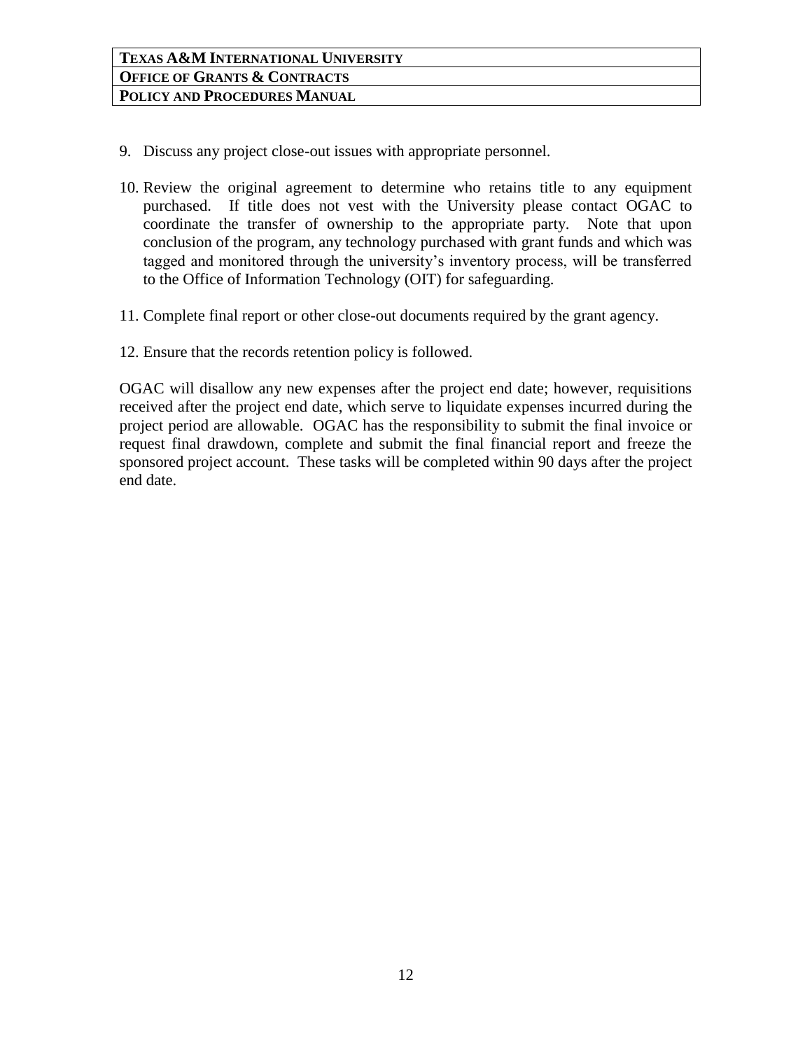9. Discuss any project close-out issues with appropriate personnel.

10. Review the original agreement to determine who retains title to any equipment purchased. If title does not vest with the University please contact OGAC to coordinate the transfer of ownership to the appropriate party. Note that upon conclusion of the program, any technology purchased with grant funds and which was tagged and monitored through the university's inventory process, will be transferred to the Office of Information Technology (OIT) for safeguarding.

11. Complete final report or other close-out documents required by the grant agency.

12. Ensure that the records retention policy is followed.

OGAC will disallow any new expenses after the project end date; however, requisitions received after the project end date, which serve to liquidate expenses incurred during the project period are allowable. OGAC has the responsibility to submit the final invoice or request final drawdown, complete and submit the final financial report and freeze the sponsored project account. These tasks will be completed within 90 days after the project end date.